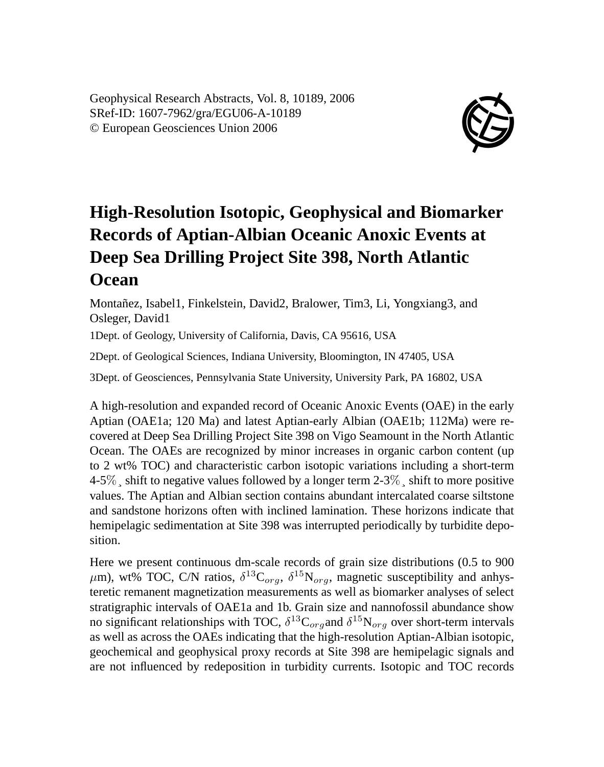Geophysical Research Abstracts, Vol. 8, 10189, 2006
SRef-ID: 1607-7962/gra/EGU06-A-10189
© European Geosciences Union 2006

# High-Resolution Isotopic, Geophysical and Biomarker Records of Aptian-Albian Oceanic Anoxic Events at Deep Sea Drilling Project Site 398, North Atlantic Ocean

Montañez, Isabel1, Finkelstein, David2, Bralower, Tim3, Li, Yongxiang3, and Osleger, David1

1Dept. of Geology, University of California, Davis, CA 95616, USA

2Dept. of Geological Sciences, Indiana University, Bloomington, IN 47405, USA

3Dept. of Geosciences, Pennsylvania State University, University Park, PA 16802, USA

A high-resolution and expanded record of Oceanic Anoxic Events (OAE) in the early Aptian (OAE1a; 120 Ma) and latest Aptian-early Albian (OAE1b; 112Ma) were recovered at Deep Sea Drilling Project Site 398 on Vigo Seamount in the North Atlantic Ocean. The OAEs are recognized by minor increases in organic carbon content (up to 2 wt% TOC) and characteristic carbon isotopic variations including a short-term 4-5‰ shift to negative values followed by a longer term 2-3‰ shift to more positive values. The Aptian and Albian section contains abundant intercalated coarse siltstone and sandstone horizons often with inclined lamination. These horizons indicate that hemipelagic sedimentation at Site 398 was interrupted periodically by turbidite deposition.

Here we present continuous dm-scale records of grain size distributions (0.5 to 900 $\mu$m), wt% TOC, C/N ratios, $\delta^{13}C_{org}$, $\delta^{15}N_{org}$, magnetic susceptibility and anhysteretic remanent magnetization measurements as well as biomarker analyses of select stratigraphic intervals of OAE1a and 1b. Grain size and nannofossil abundance show no significant relationships with TOC, $\delta^{13}C_{org}$ and $\delta^{15}N_{org}$ over short-term intervals as well as across the OAEs indicating that the high-resolution Aptian-Albian isotopic, geochemical and geophysical proxy records at Site 398 are hemipelagic signals and are not influenced by redeposition in turbidity currents. Isotopic and TOC records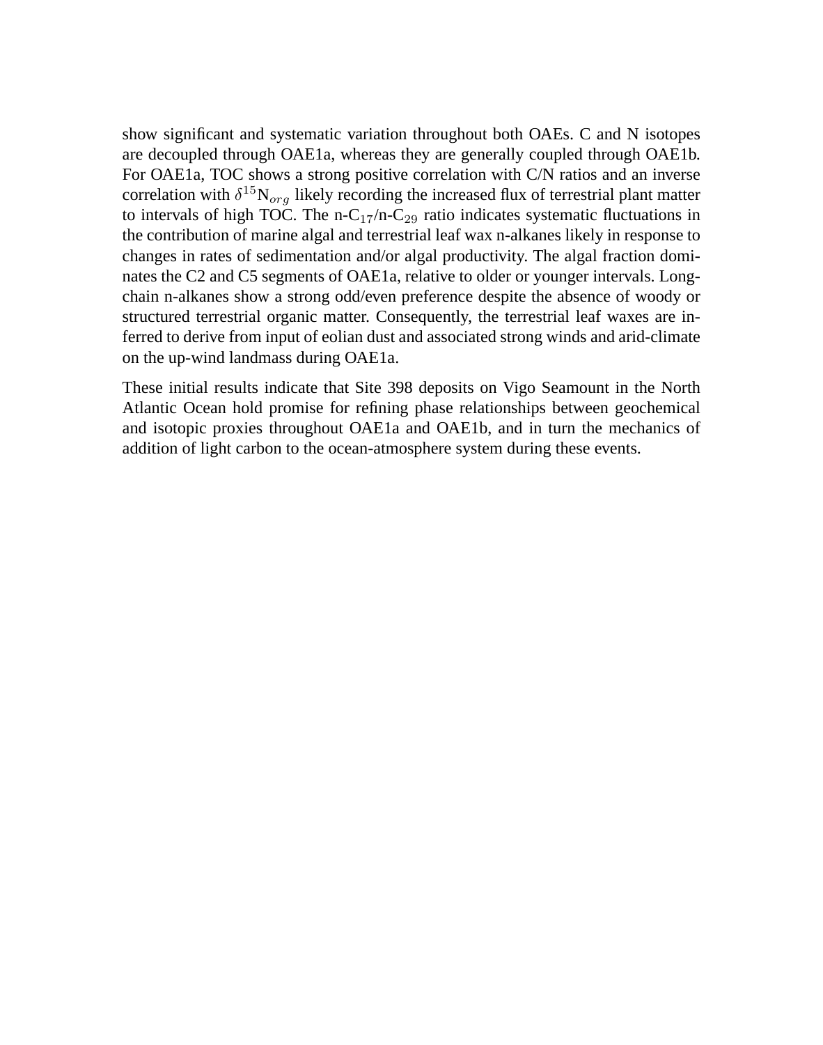show significant and systematic variation throughout both OAEs. C and N isotopes are decoupled through OAE1a, whereas they are generally coupled through OAE1b. For OAE1a, TOC shows a strong positive correlation with C/N ratios and an inverse correlation with $\delta^{15}N_{org}$ likely recording the increased flux of terrestrial plant matter to intervals of high TOC. The n-$C_{17}$/n-$C_{29}$ ratio indicates systematic fluctuations in the contribution of marine algal and terrestrial leaf wax n-alkanes likely in response to changes in rates of sedimentation and/or algal productivity. The algal fraction dominates the C2 and C5 segments of OAE1a, relative to older or younger intervals. Long-chain n-alkanes show a strong odd/even preference despite the absence of woody or structured terrestrial organic matter. Consequently, the terrestrial leaf waxes are inferred to derive from input of eolian dust and associated strong winds and arid-climate on the up-wind landmass during OAE1a.

These initial results indicate that Site 398 deposits on Vigo Seamount in the North Atlantic Ocean hold promise for refining phase relationships between geochemical and isotopic proxies throughout OAE1a and OAE1b, and in turn the mechanics of addition of light carbon to the ocean-atmosphere system during these events.